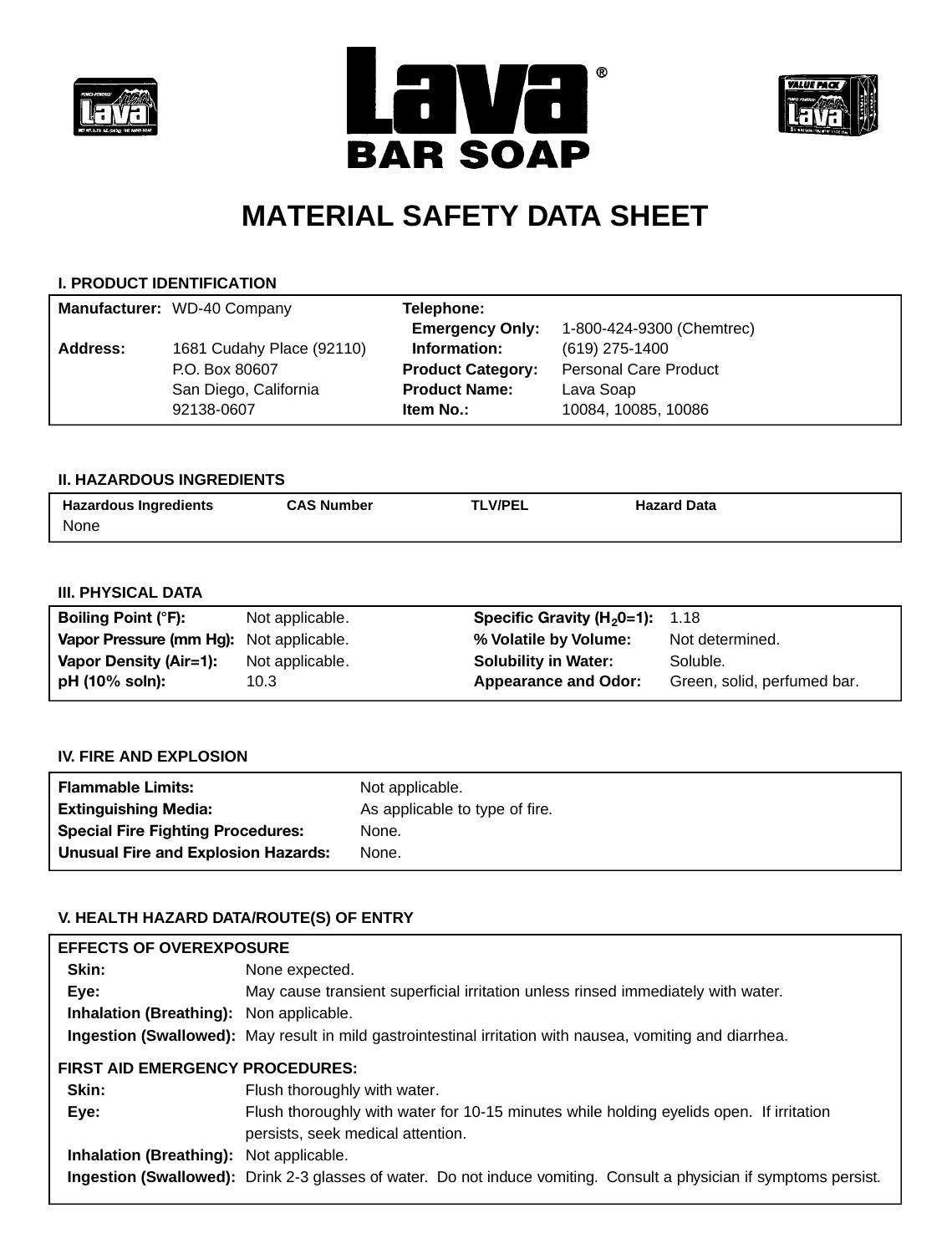# Lava® BAR SOAP

# MATERIAL SAFETY DATA SHEET

## I. PRODUCT IDENTIFICATION

| | | | |
|---|---|---|---|
| **Manufacturer:** | WD-40 Company | **Telephone:** | |
| | | **Emergency Only:** | 1-800-424-9300 (Chemtrec) |
| **Address:** | 1681 Cudahy Place (92110) | **Information:** | (619) 275-1400 |
| | P.O. Box 80607 | **Product Category:** | Personal Care Product |
| | San Diego, California | **Product Name:** | Lava Soap |
| | 92138-0607 | **Item No.:** | 10084, 10085, 10086 |

## II. HAZARDOUS INGREDIENTS

| Hazardous Ingredients | CAS Number | TLV/PEL | Hazard Data |
|---|---|---|---|
| None | | | |

## III. PHYSICAL DATA

| | | | |
|---|---|---|---|
| **Boiling Point (°F):** | Not applicable. | **Specific Gravity ($H_2O$=1):** | 1.18 |
| **Vapor Pressure (mm Hg):** | Not applicable. | **% Volatile by Volume:** | Not determined. |
| **Vapor Density (Air=1):** | Not applicable. | **Solubility in Water:** | Soluble. |
| **pH (10% soln):** | 10.3 | **Appearance and Odor:** | Green, solid, perfumed bar. |

## IV. FIRE AND EXPLOSION

| | |
|---|---|
| **Flammable Limits:** | Not applicable. |
| **Extinguishing Media:** | As applicable to type of fire. |
| **Special Fire Fighting Procedures:** | None. |
| **Unusual Fire and Explosion Hazards:** | None. |

## V. HEALTH HAZARD DATA/ROUTE(S) OF ENTRY

**EFFECTS OF OVEREXPOSURE**

| | |
|---|---|
| **Skin:** | None expected. |
| **Eye:** | May cause transient superficial irritation unless rinsed immediately with water. |
| **Inhalation (Breathing):** | Non applicable. |
| **Ingestion (Swallowed):** | May result in mild gastrointestinal irritation with nausea, vomiting and diarrhea. |

**FIRST AID EMERGENCY PROCEDURES:**

| | |
|---|---|
| **Skin:** | Flush thoroughly with water. |
| **Eye:** | Flush thoroughly with water for 10-15 minutes while holding eyelids open. If irritation persists, seek medical attention. |
| **Inhalation (Breathing):** | Not applicable. |
| **Ingestion (Swallowed):** | Drink 2-3 glasses of water. Do not induce vomiting. Consult a physician if symptoms persist. |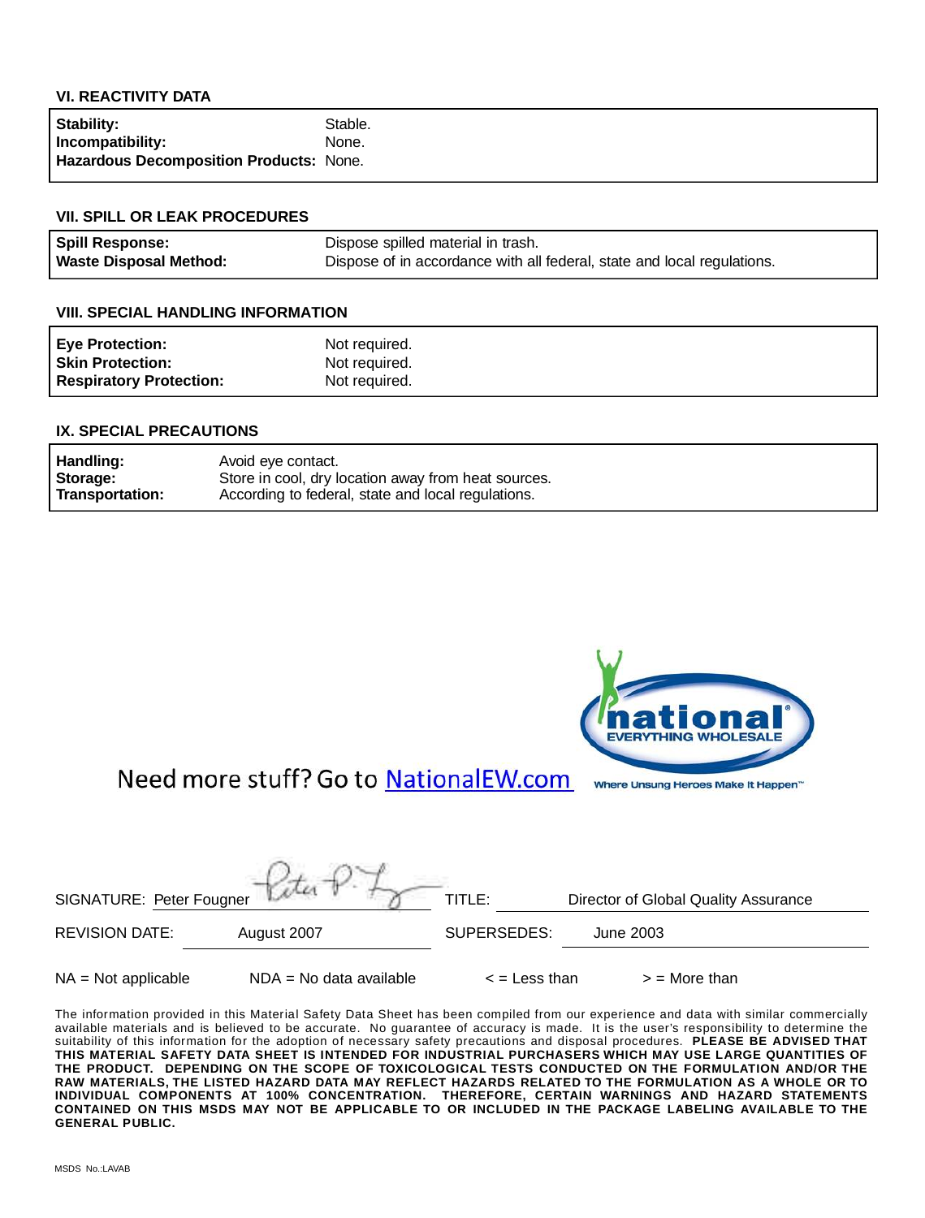### VI. REACTIVITY DATA

| | |
|---|---|
| **Stability:** | Stable. |
| **Incompatibility:** | None. |
| **Hazardous Decomposition Products:** | None. |

### VII. SPILL OR LEAK PROCEDURES

| | |
|---|---|
| **Spill Response:** | Dispose spilled material in trash. |
| **Waste Disposal Method:** | Dispose of in accordance with all federal, state and local regulations. |

### VIII. SPECIAL HANDLING INFORMATION

| | |
|---|---|
| **Eye Protection:** | Not required. |
| **Skin Protection:** | Not required. |
| **Respiratory Protection:** | Not required. |

### IX. SPECIAL PRECAUTIONS

| | |
|---|---|
| **Handling:** | Avoid eye contact. |
| **Storage:** | Store in cool, dry location away from heat sources. |
| **Transportation:** | According to federal, state and local regulations. |

Need more stuff? Go to NationalEW.com

national® EVERYTHING WHOLESALE

Where Unsung Heroes Make It Happen™

| | | | |
|---|---|---|---|
| SIGNATURE: | Peter Fougner | TITLE: | Director of Global Quality Assurance |
| REVISION DATE: | August 2007 | SUPERSEDES: | June 2003 |

NA = Not applicable    NDA = No data available    < = Less than    > = More than

The information provided in this Material Safety Data Sheet has been compiled from our experience and data with similar commercially available materials and is believed to be accurate. No guarantee of accuracy is made. It is the user's responsibility to determine the suitability of this information for the adoption of necessary safety precautions and disposal procedures. **PLEASE BE ADVISED THAT THIS MATERIAL SAFETY DATA SHEET IS INTENDED FOR INDUSTRIAL PURCHASERS WHICH MAY USE LARGE QUANTITIES OF THE PRODUCT. DEPENDING ON THE SCOPE OF TOXICOLOGICAL TESTS CONDUCTED ON THE FORMULATION AND/OR THE RAW MATERIALS, THE LISTED HAZARD DATA MAY REFLECT HAZARDS RELATED TO THE FORMULATION AS A WHOLE OR TO INDIVIDUAL COMPONENTS AT 100% CONCENTRATION. THEREFORE, CERTAIN WARNINGS AND HAZARD STATEMENTS CONTAINED ON THIS MSDS MAY NOT BE APPLICABLE TO OR INCLUDED IN THE PACKAGE LABELING AVAILABLE TO THE GENERAL PUBLIC.**

MSDS No.:LAVAB